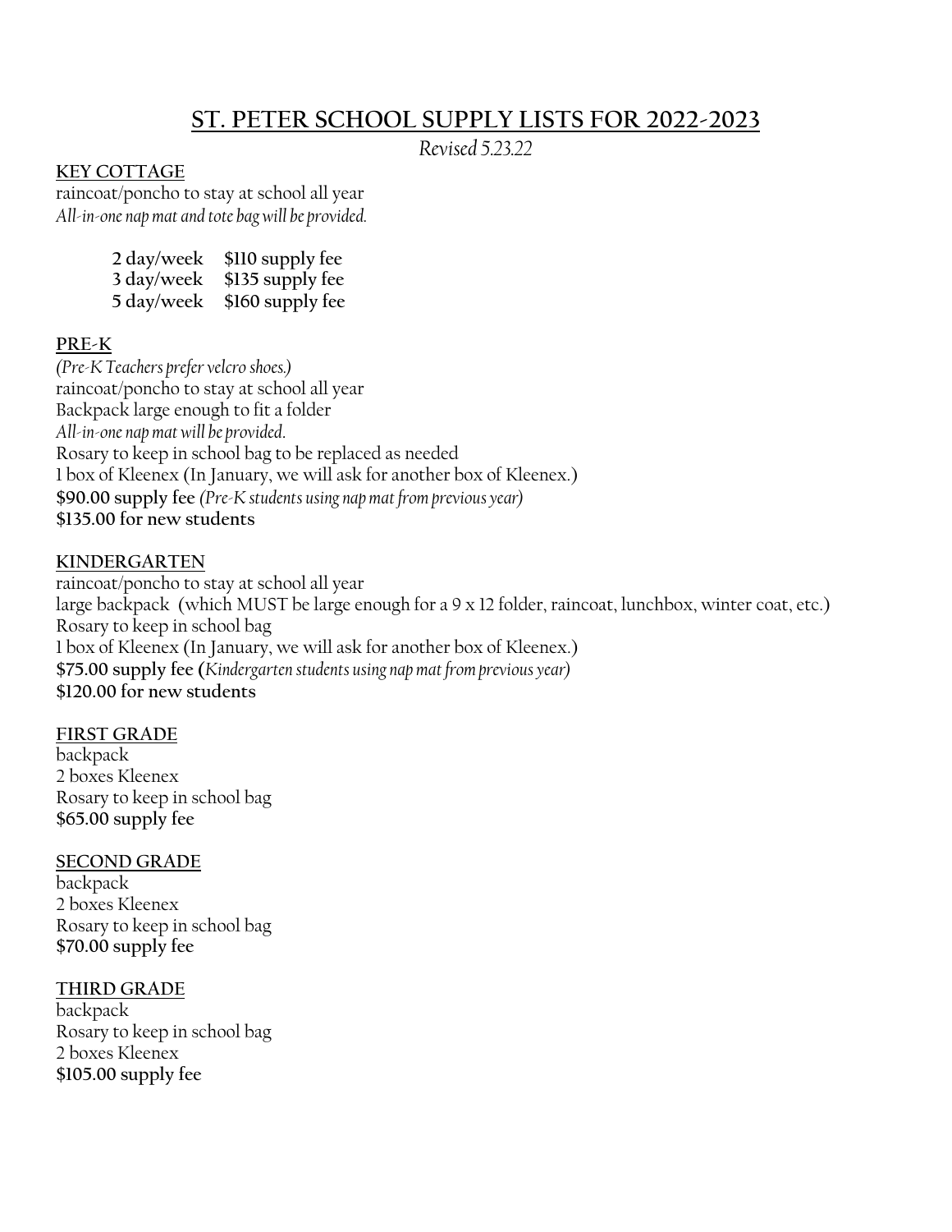# ST. PETER SCHOOL SUPPLY LISTS FOR 2022-2023

*Revised 5.23.22*

## KEY COTTAGE

raincoat/poncho to stay at school all year
*All-in-one nap mat and tote bag will be provided.*

**2 day/week $110 supply fee**
**3 day/week $135 supply fee**
**5 day/week $160 supply fee**

## PRE-K

*(Pre-K Teachers prefer velcro shoes.)*
raincoat/poncho to stay at school all year
Backpack large enough to fit a folder
*All-in-one nap mat will be provided.*
Rosary to keep in school bag to be replaced as needed
1 box of Kleenex (In January, we will ask for another box of Kleenex.)
**$90.00 supply fee** *(Pre-K students using nap mat from previous year)*
**$135.00 for new students**

## KINDERGARTEN

raincoat/poncho to stay at school all year
large backpack (which MUST be large enough for a 9 x 12 folder, raincoat, lunchbox, winter coat, etc.)
Rosary to keep in school bag
1 box of Kleenex (In January, we will ask for another box of Kleenex.)
**$75.00 supply fee** (*Kindergarten students using nap mat from previous year)*
**$120.00 for new students**

## FIRST GRADE

backpack
2 boxes Kleenex
Rosary to keep in school bag
**$65.00 supply fee**

## SECOND GRADE

backpack
2 boxes Kleenex
Rosary to keep in school bag
**$70.00 supply fee**

## THIRD GRADE

backpack
Rosary to keep in school bag
2 boxes Kleenex
**$105.00 supply fee**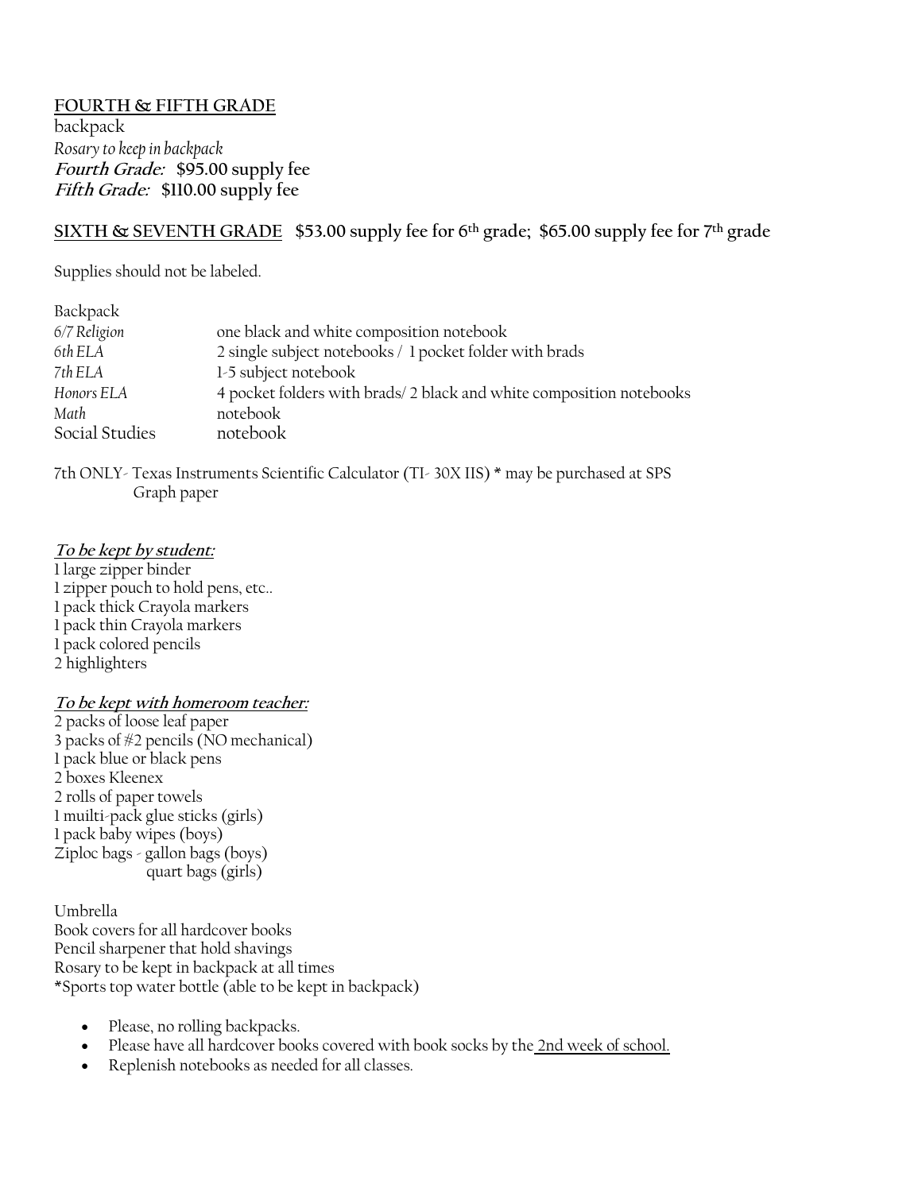**<u>FOURTH & FIFTH GRADE</u>**

backpack

*Rosary to keep in backpack*

***Fourth Grade:*** **$95.00 supply fee**

***Fifth Grade:*** **$110.00 supply fee**

**<u>SIXTH & SEVENTH GRADE</u>** **$53.00 supply fee for 6th grade; $65.00 supply fee for 7th grade**

Supplies should not be labeled.

| | |
|---|---|
| Backpack | |
| *6/7 Religion* | one black and white composition notebook |
| *6th ELA* | 2 single subject notebooks / 1 pocket folder with brads |
| *7th ELA* | 1-5 subject notebook |
| *Honors ELA* | 4 pocket folders with brads/ 2 black and white composition notebooks |
| *Math* | notebook |
| Social Studies | notebook |

7th ONLY- Texas Instruments Scientific Calculator (TI- 30X IIS) * may be purchased at SPS
Graph paper

***<u>To be kept by student:</u>***

1 large zipper binder
1 zipper pouch to hold pens, etc..
1 pack thick Crayola markers
1 pack thin Crayola markers
1 pack colored pencils
2 highlighters

***<u>To be kept with homeroom teacher:</u>***

2 packs of loose leaf paper
3 packs of #2 pencils (NO mechanical)
1 pack blue or black pens
2 boxes Kleenex
2 rolls of paper towels
1 muilti-pack glue sticks (girls)
1 pack baby wipes (boys)
Ziploc bags - gallon bags (boys)
quart bags (girls)

Umbrella
Book covers for all hardcover books
Pencil sharpener that hold shavings
Rosary to be kept in backpack at all times
*Sports top water bottle (able to be kept in backpack)

- Please, no rolling backpacks.
- Please have all hardcover books covered with book socks by the <u>2nd week of school.</u>
- Replenish notebooks as needed for all classes.